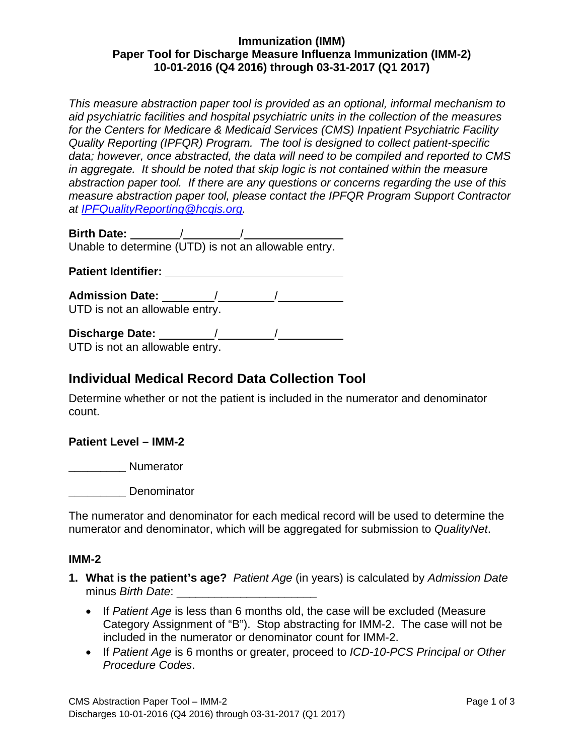**Immunization (IMM)**
**Paper Tool for Discharge Measure Influenza Immunization (IMM-2)**
**10-01-2016 (Q4 2016) through 03-31-2017 (Q1 2017)**

*This measure abstraction paper tool is provided as an optional, informal mechanism to aid psychiatric facilities and hospital psychiatric units in the collection of the measures for the Centers for Medicare & Medicaid Services (CMS) Inpatient Psychiatric Facility Quality Reporting (IPFQR) Program. The tool is designed to collect patient-specific data; however, once abstracted, the data will need to be compiled and reported to CMS in aggregate. It should be noted that skip logic is not contained within the measure abstraction paper tool. If there are any questions or concerns regarding the use of this measure abstraction paper tool, please contact the IPFQR Program Support Contractor at IPFQualityReporting@hcqis.org.*

**Birth Date:** ________/________/________
Unable to determine (UTD) is not an allowable entry.

**Patient Identifier:** ____________________________

**Admission Date:** ________/________/________
UTD is not an allowable entry.

**Discharge Date:** ________/________/________
UTD is not an allowable entry.

## Individual Medical Record Data Collection Tool

Determine whether or not the patient is included in the numerator and denominator count.

### Patient Level – IMM-2

________ Numerator

________ Denominator

The numerator and denominator for each medical record will be used to determine the numerator and denominator, which will be aggregated for submission to *QualityNet*.

### IMM-2

1. **What is the patient's age?** *Patient Age* (in years) is calculated by *Admission Date* minus *Birth Date*: ______________________
   - If *Patient Age* is less than 6 months old, the case will be excluded (Measure Category Assignment of "B"). Stop abstracting for IMM-2. The case will not be included in the numerator or denominator count for IMM-2.
   - If *Patient Age* is 6 months or greater, proceed to *ICD-10-PCS Principal or Other Procedure Codes*.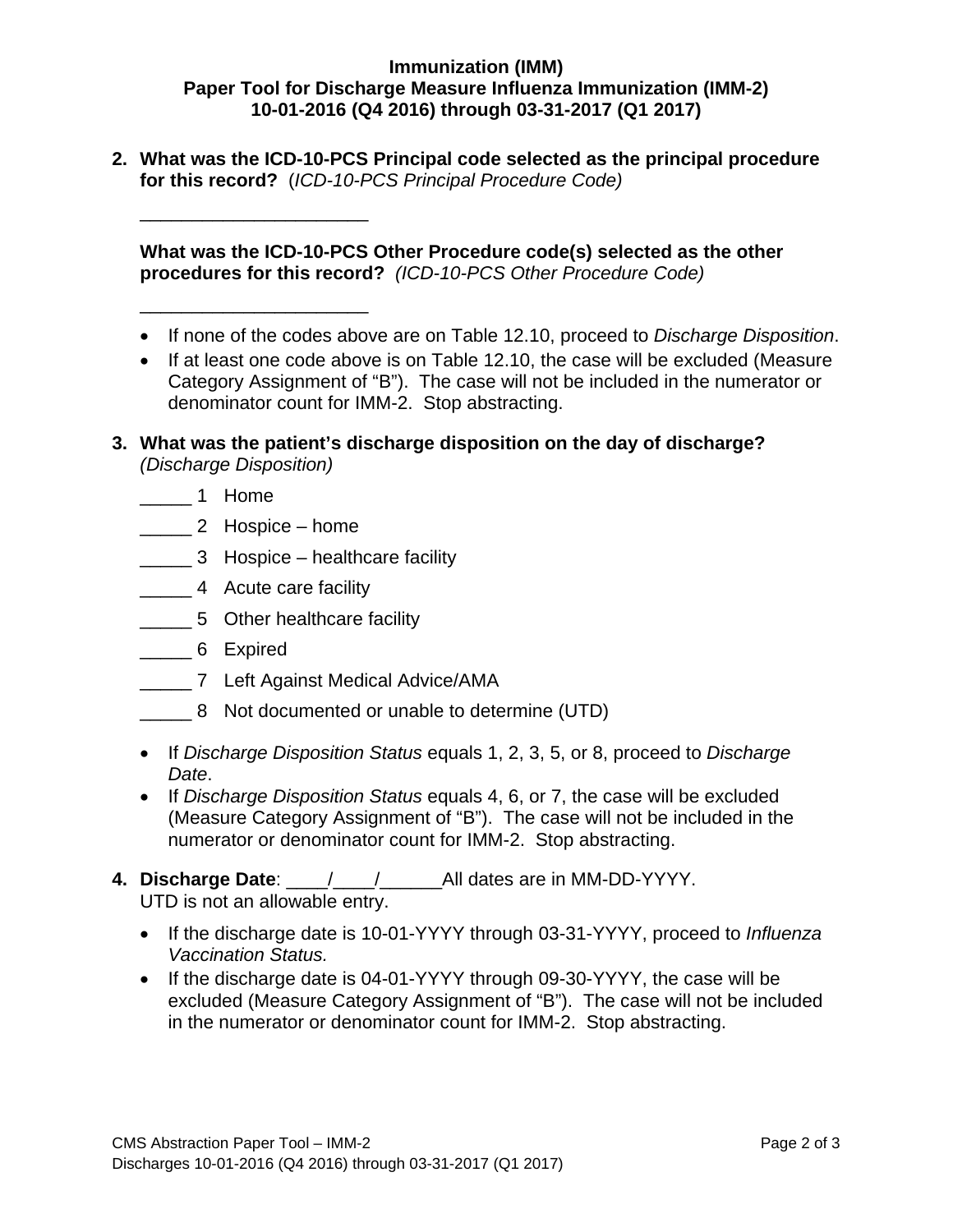**Immunization (IMM)**
**Paper Tool for Discharge Measure Influenza Immunization (IMM-2)**
**10-01-2016 (Q4 2016) through 03-31-2017 (Q1 2017)**

2. **What was the ICD-10-PCS Principal code selected as the principal procedure for this record?** (*ICD-10-PCS Principal Procedure Code)*

   ______________________

   **What was the ICD-10-PCS Other Procedure code(s) selected as the other procedures for this record?** *(ICD-10-PCS Other Procedure Code)*

   ______________________

   - If none of the codes above are on Table 12.10, proceed to *Discharge Disposition*.
   - If at least one code above is on Table 12.10, the case will be excluded (Measure Category Assignment of "B"). The case will not be included in the numerator or denominator count for IMM-2. Stop abstracting.

3. **What was the patient's discharge disposition on the day of discharge?** *(Discharge Disposition)*

   _____ 1 Home

   _____ 2 Hospice – home

   _____ 3 Hospice – healthcare facility

   _____ 4 Acute care facility

   _____ 5 Other healthcare facility

   _____ 6 Expired

   _____ 7 Left Against Medical Advice/AMA

   _____ 8 Not documented or unable to determine (UTD)

   - If *Discharge Disposition Status* equals 1, 2, 3, 5, or 8, proceed to *Discharge Date*.
   - If *Discharge Disposition Status* equals 4, 6, or 7, the case will be excluded (Measure Category Assignment of "B"). The case will not be included in the numerator or denominator count for IMM-2. Stop abstracting.

4. **Discharge Date**: ____/____/______All dates are in MM-DD-YYYY.
   UTD is not an allowable entry.

   - If the discharge date is 10-01-YYYY through 03-31-YYYY, proceed to *Influenza Vaccination Status.*
   - If the discharge date is 04-01-YYYY through 09-30-YYYY, the case will be excluded (Measure Category Assignment of "B"). The case will not be included in the numerator or denominator count for IMM-2. Stop abstracting.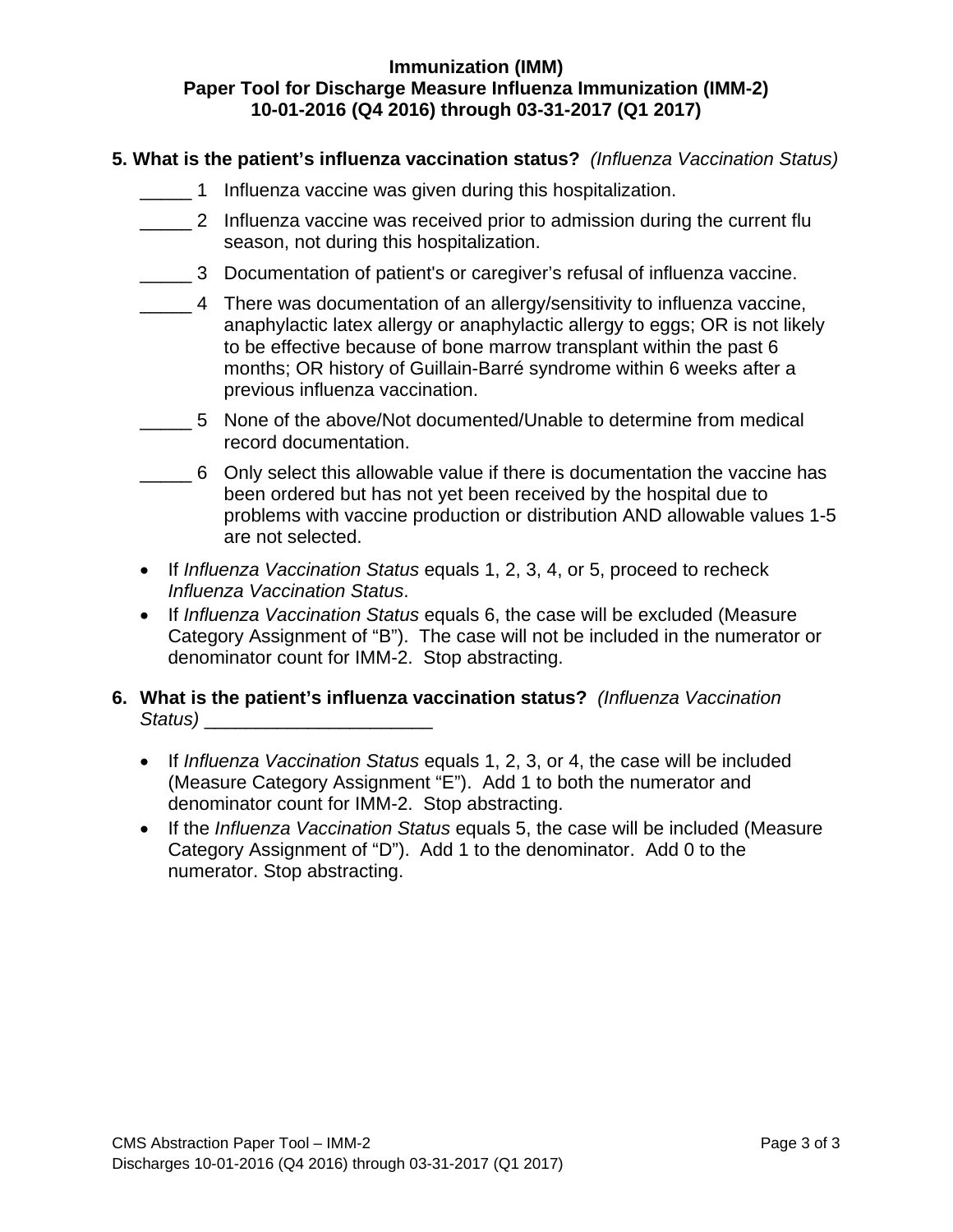**5. What is the patient's influenza vaccination status?** *(Influenza Vaccination Status)*

_____ 1 Influenza vaccine was given during this hospitalization.

_____ 2 Influenza vaccine was received prior to admission during the current flu season, not during this hospitalization.

_____ 3 Documentation of patient's or caregiver's refusal of influenza vaccine.

_____ 4 There was documentation of an allergy/sensitivity to influenza vaccine, anaphylactic latex allergy or anaphylactic allergy to eggs; OR is not likely to be effective because of bone marrow transplant within the past 6 months; OR history of Guillain-Barré syndrome within 6 weeks after a previous influenza vaccination.

_____ 5 None of the above/Not documented/Unable to determine from medical record documentation.

_____ 6 Only select this allowable value if there is documentation the vaccine has been ordered but has not yet been received by the hospital due to problems with vaccine production or distribution AND allowable values 1-5 are not selected.

- If *Influenza Vaccination Status* equals 1, 2, 3, 4, or 5, proceed to recheck *Influenza Vaccination Status*.
- If *Influenza Vaccination Status* equals 6, the case will be excluded (Measure Category Assignment of "B"). The case will not be included in the numerator or denominator count for IMM-2. Stop abstracting.

**6. What is the patient's influenza vaccination status?** *(Influenza Vaccination Status)* _____________________

- If *Influenza Vaccination Status* equals 1, 2, 3, or 4, the case will be included (Measure Category Assignment "E"). Add 1 to both the numerator and denominator count for IMM-2. Stop abstracting.
- If the *Influenza Vaccination Status* equals 5, the case will be included (Measure Category Assignment of "D"). Add 1 to the denominator. Add 0 to the numerator. Stop abstracting.